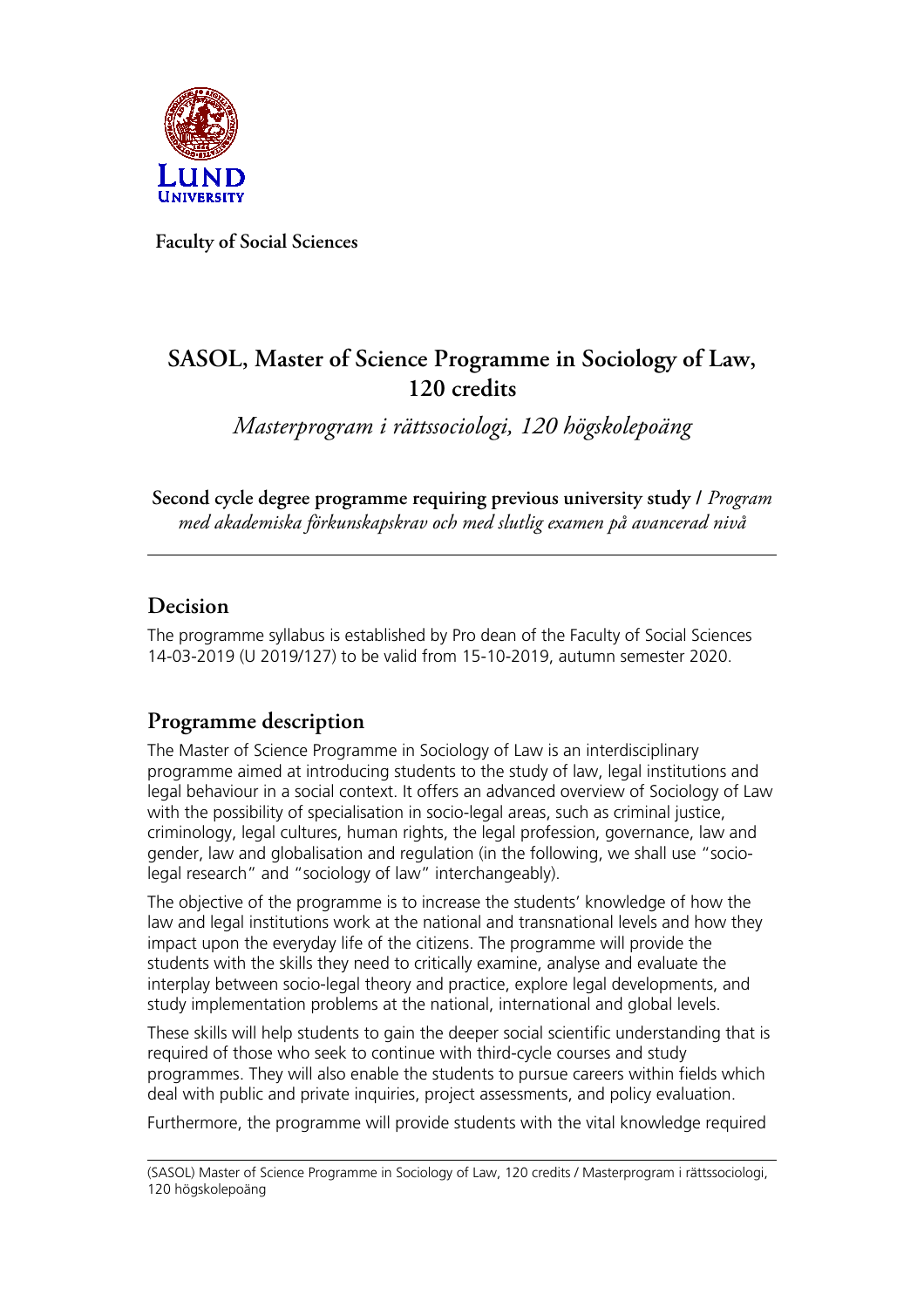**Faculty of Social Sciences**

# SASOL, Master of Science Programme in Sociology of Law, 120 credits

*Masterprogram i rättssociologi, 120 högskolepoäng*

**Second cycle degree programme requiring previous university study /** *Program med akademiska förkunskapskrav och med slutlig examen på avancerad nivå*

## Decision

The programme syllabus is established by Pro dean of the Faculty of Social Sciences 14-03-2019 (U 2019/127) to be valid from 15-10-2019, autumn semester 2020.

## Programme description

The Master of Science Programme in Sociology of Law is an interdisciplinary programme aimed at introducing students to the study of law, legal institutions and legal behaviour in a social context. It offers an advanced overview of Sociology of Law with the possibility of specialisation in socio-legal areas, such as criminal justice, criminology, legal cultures, human rights, the legal profession, governance, law and gender, law and globalisation and regulation (in the following, we shall use "socio-legal research" and "sociology of law" interchangeably).

The objective of the programme is to increase the students' knowledge of how the law and legal institutions work at the national and transnational levels and how they impact upon the everyday life of the citizens. The programme will provide the students with the skills they need to critically examine, analyse and evaluate the interplay between socio-legal theory and practice, explore legal developments, and study implementation problems at the national, international and global levels.

These skills will help students to gain the deeper social scientific understanding that is required of those who seek to continue with third-cycle courses and study programmes. They will also enable the students to pursue careers within fields which deal with public and private inquiries, project assessments, and policy evaluation.

Furthermore, the programme will provide students with the vital knowledge required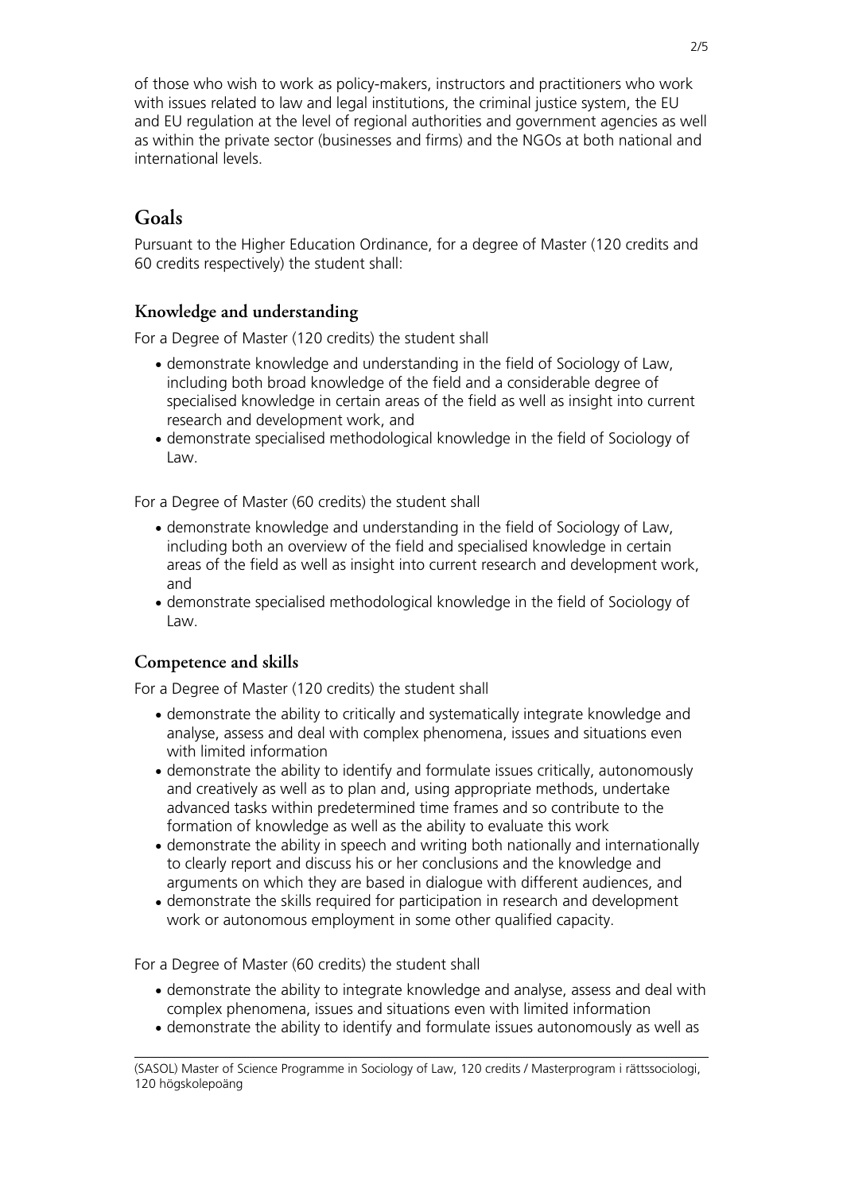of those who wish to work as policy-makers, instructors and practitioners who work with issues related to law and legal institutions, the criminal justice system, the EU and EU regulation at the level of regional authorities and government agencies as well as within the private sector (businesses and firms) and the NGOs at both national and international levels.

## Goals

Pursuant to the Higher Education Ordinance, for a degree of Master (120 credits and 60 credits respectively) the student shall:

### Knowledge and understanding

For a Degree of Master (120 credits) the student shall

- demonstrate knowledge and understanding in the field of Sociology of Law, including both broad knowledge of the field and a considerable degree of specialised knowledge in certain areas of the field as well as insight into current research and development work, and
- demonstrate specialised methodological knowledge in the field of Sociology of Law.

For a Degree of Master (60 credits) the student shall

- demonstrate knowledge and understanding in the field of Sociology of Law, including both an overview of the field and specialised knowledge in certain areas of the field as well as insight into current research and development work, and
- demonstrate specialised methodological knowledge in the field of Sociology of Law.

### Competence and skills

For a Degree of Master (120 credits) the student shall

- demonstrate the ability to critically and systematically integrate knowledge and analyse, assess and deal with complex phenomena, issues and situations even with limited information
- demonstrate the ability to identify and formulate issues critically, autonomously and creatively as well as to plan and, using appropriate methods, undertake advanced tasks within predetermined time frames and so contribute to the formation of knowledge as well as the ability to evaluate this work
- demonstrate the ability in speech and writing both nationally and internationally to clearly report and discuss his or her conclusions and the knowledge and arguments on which they are based in dialogue with different audiences, and
- demonstrate the skills required for participation in research and development work or autonomous employment in some other qualified capacity.

For a Degree of Master (60 credits) the student shall

- demonstrate the ability to integrate knowledge and analyse, assess and deal with complex phenomena, issues and situations even with limited information
- demonstrate the ability to identify and formulate issues autonomously as well as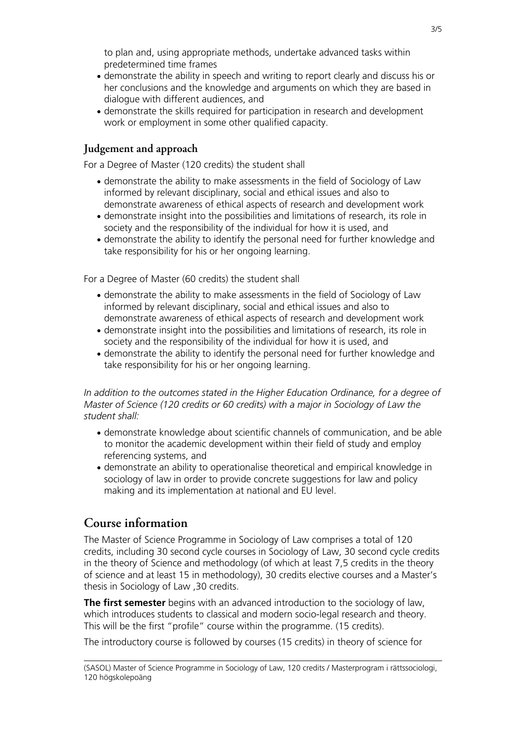to plan and, using appropriate methods, undertake advanced tasks within predetermined time frames

- demonstrate the ability in speech and writing to report clearly and discuss his or her conclusions and the knowledge and arguments on which they are based in dialogue with different audiences, and
- demonstrate the skills required for participation in research and development work or employment in some other qualified capacity.

### Judgement and approach

For a Degree of Master (120 credits) the student shall

- demonstrate the ability to make assessments in the field of Sociology of Law informed by relevant disciplinary, social and ethical issues and also to demonstrate awareness of ethical aspects of research and development work
- demonstrate insight into the possibilities and limitations of research, its role in society and the responsibility of the individual for how it is used, and
- demonstrate the ability to identify the personal need for further knowledge and take responsibility for his or her ongoing learning.

For a Degree of Master (60 credits) the student shall

- demonstrate the ability to make assessments in the field of Sociology of Law informed by relevant disciplinary, social and ethical issues and also to demonstrate awareness of ethical aspects of research and development work
- demonstrate insight into the possibilities and limitations of research, its role in society and the responsibility of the individual for how it is used, and
- demonstrate the ability to identify the personal need for further knowledge and take responsibility for his or her ongoing learning.

*In addition to the outcomes stated in the Higher Education Ordinance, for a degree of Master of Science (120 credits or 60 credits) with a major in Sociology of Law the student shall:*

- demonstrate knowledge about scientific channels of communication, and be able to monitor the academic development within their field of study and employ referencing systems, and
- demonstrate an ability to operationalise theoretical and empirical knowledge in sociology of law in order to provide concrete suggestions for law and policy making and its implementation at national and EU level.

## Course information

The Master of Science Programme in Sociology of Law comprises a total of 120 credits, including 30 second cycle courses in Sociology of Law, 30 second cycle credits in the theory of Science and methodology (of which at least 7,5 credits in the theory of science and at least 15 in methodology), 30 credits elective courses and a Master's thesis in Sociology of Law ,30 credits.

**The first semester** begins with an advanced introduction to the sociology of law, which introduces students to classical and modern socio-legal research and theory. This will be the first "profile" course within the programme. (15 credits).

The introductory course is followed by courses (15 credits) in theory of science for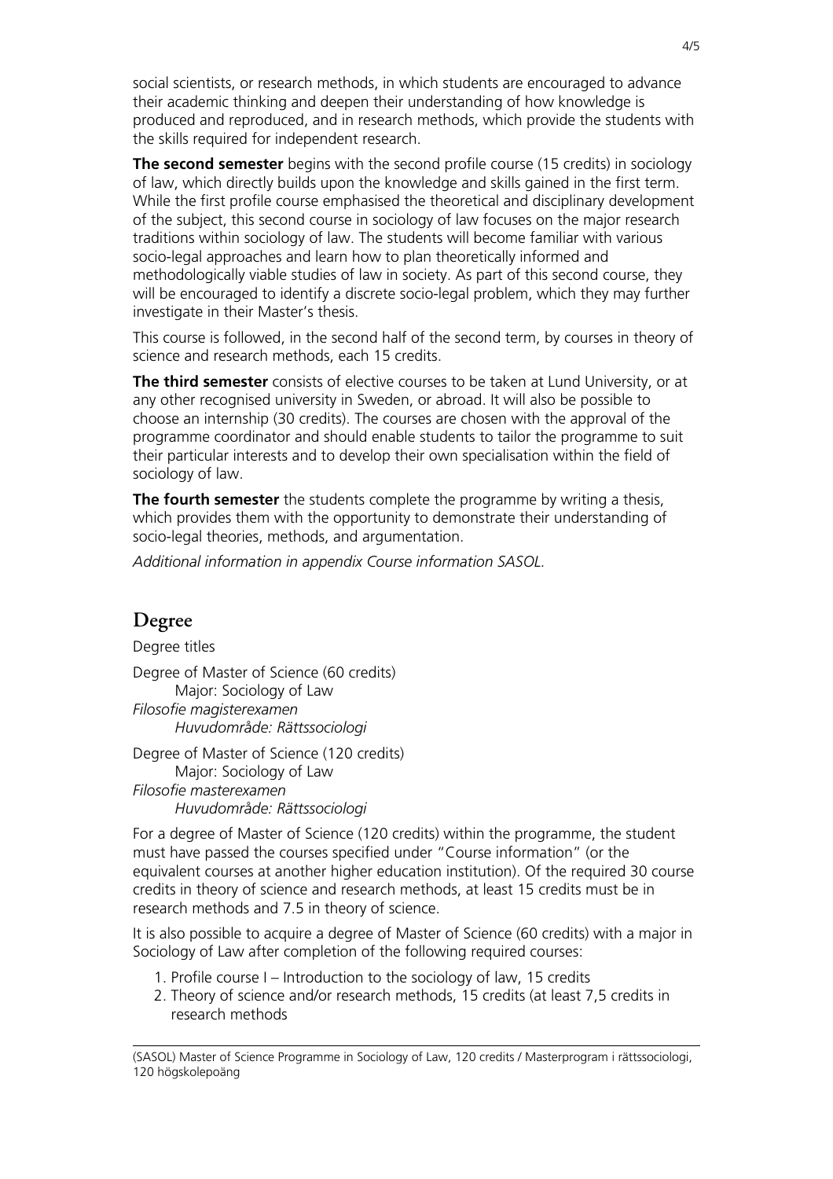social scientists, or research methods, in which students are encouraged to advance their academic thinking and deepen their understanding of how knowledge is produced and reproduced, and in research methods, which provide the students with the skills required for independent research.

**The second semester** begins with the second profile course (15 credits) in sociology of law, which directly builds upon the knowledge and skills gained in the first term. While the first profile course emphasised the theoretical and disciplinary development of the subject, this second course in sociology of law focuses on the major research traditions within sociology of law. The students will become familiar with various socio-legal approaches and learn how to plan theoretically informed and methodologically viable studies of law in society. As part of this second course, they will be encouraged to identify a discrete socio-legal problem, which they may further investigate in their Master's thesis.

This course is followed, in the second half of the second term, by courses in theory of science and research methods, each 15 credits.

**The third semester** consists of elective courses to be taken at Lund University, or at any other recognised university in Sweden, or abroad. It will also be possible to choose an internship (30 credits). The courses are chosen with the approval of the programme coordinator and should enable students to tailor the programme to suit their particular interests and to develop their own specialisation within the field of sociology of law.

**The fourth semester** the students complete the programme by writing a thesis, which provides them with the opportunity to demonstrate their understanding of socio-legal theories, methods, and argumentation.

*Additional information in appendix Course information SASOL.*

## Degree

Degree titles

Degree of Master of Science (60 credits)
  Major: Sociology of Law
*Filosofie magisterexamen*
  *Huvudområde: Rättssociologi*

Degree of Master of Science (120 credits)
  Major: Sociology of Law
*Filosofie masterexamen*
  *Huvudområde: Rättssociologi*

For a degree of Master of Science (120 credits) within the programme, the student must have passed the courses specified under "Course information" (or the equivalent courses at another higher education institution). Of the required 30 course credits in theory of science and research methods, at least 15 credits must be in research methods and 7.5 in theory of science.

It is also possible to acquire a degree of Master of Science (60 credits) with a major in Sociology of Law after completion of the following required courses:

1. Profile course I – Introduction to the sociology of law, 15 credits
2. Theory of science and/or research methods, 15 credits (at least 7,5 credits in research methods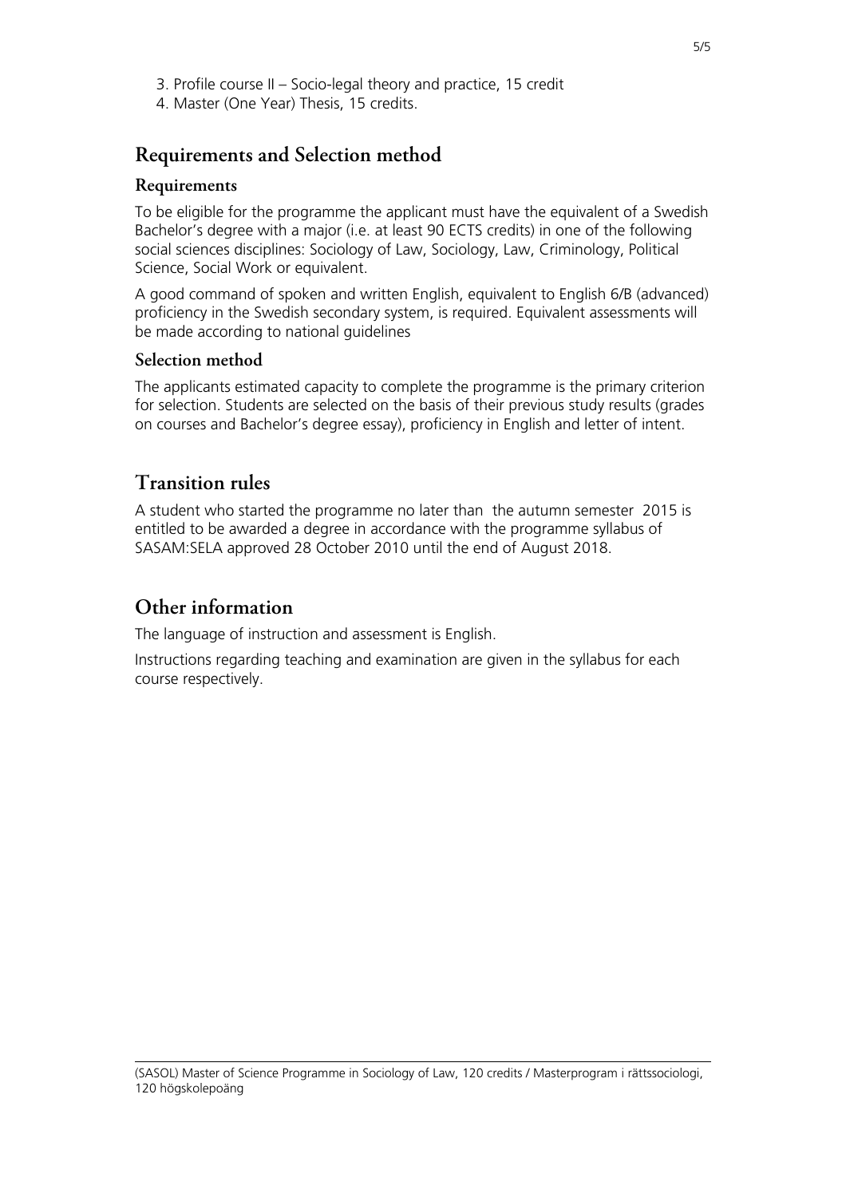3. Profile course II – Socio-legal theory and practice, 15 credit
4. Master (One Year) Thesis, 15 credits.

## Requirements and Selection method

### Requirements

To be eligible for the programme the applicant must have the equivalent of a Swedish Bachelor's degree with a major (i.e. at least 90 ECTS credits) in one of the following social sciences disciplines: Sociology of Law, Sociology, Law, Criminology, Political Science, Social Work or equivalent.

A good command of spoken and written English, equivalent to English 6/B (advanced) proficiency in the Swedish secondary system, is required. Equivalent assessments will be made according to national guidelines

### Selection method

The applicants estimated capacity to complete the programme is the primary criterion for selection. Students are selected on the basis of their previous study results (grades on courses and Bachelor's degree essay), proficiency in English and letter of intent.

## Transition rules

A student who started the programme no later than the autumn semester 2015 is entitled to be awarded a degree in accordance with the programme syllabus of SASAM:SELA approved 28 October 2010 until the end of August 2018.

## Other information

The language of instruction and assessment is English.

Instructions regarding teaching and examination are given in the syllabus for each course respectively.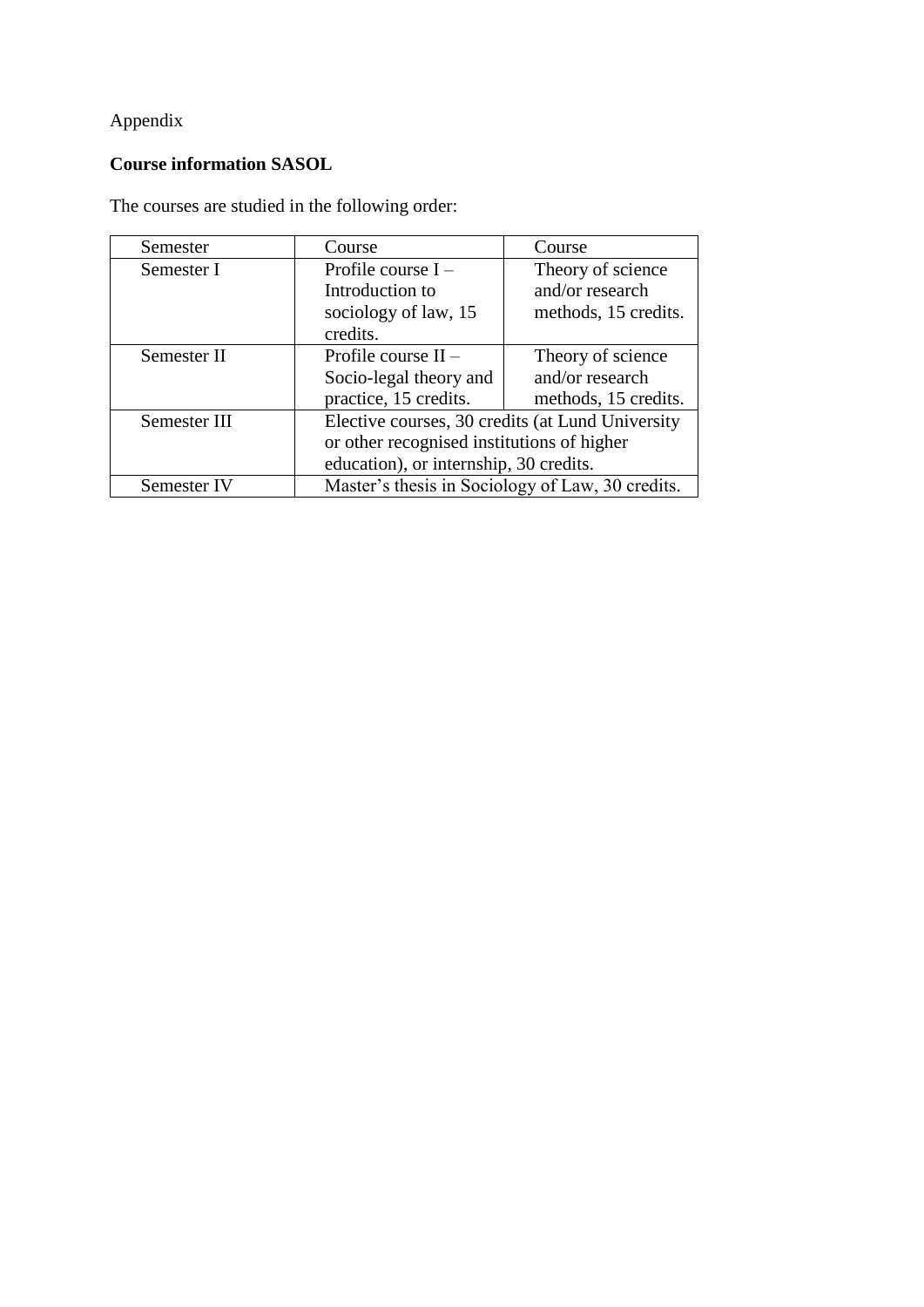Appendix

**Course information SASOL**

The courses are studied in the following order:

| Semester | Course | Course |
| --- | --- | --- |
| Semester I | Profile course I – Introduction to sociology of law, 15 credits. | Theory of science and/or research methods, 15 credits. |
| Semester II | Profile course II – Socio-legal theory and practice, 15 credits. | Theory of science and/or research methods, 15 credits. |
| Semester III | Elective courses, 30 credits (at Lund University or other recognised institutions of higher education), or internship, 30 credits. | |
| Semester IV | Master's thesis in Sociology of Law, 30 credits. | |